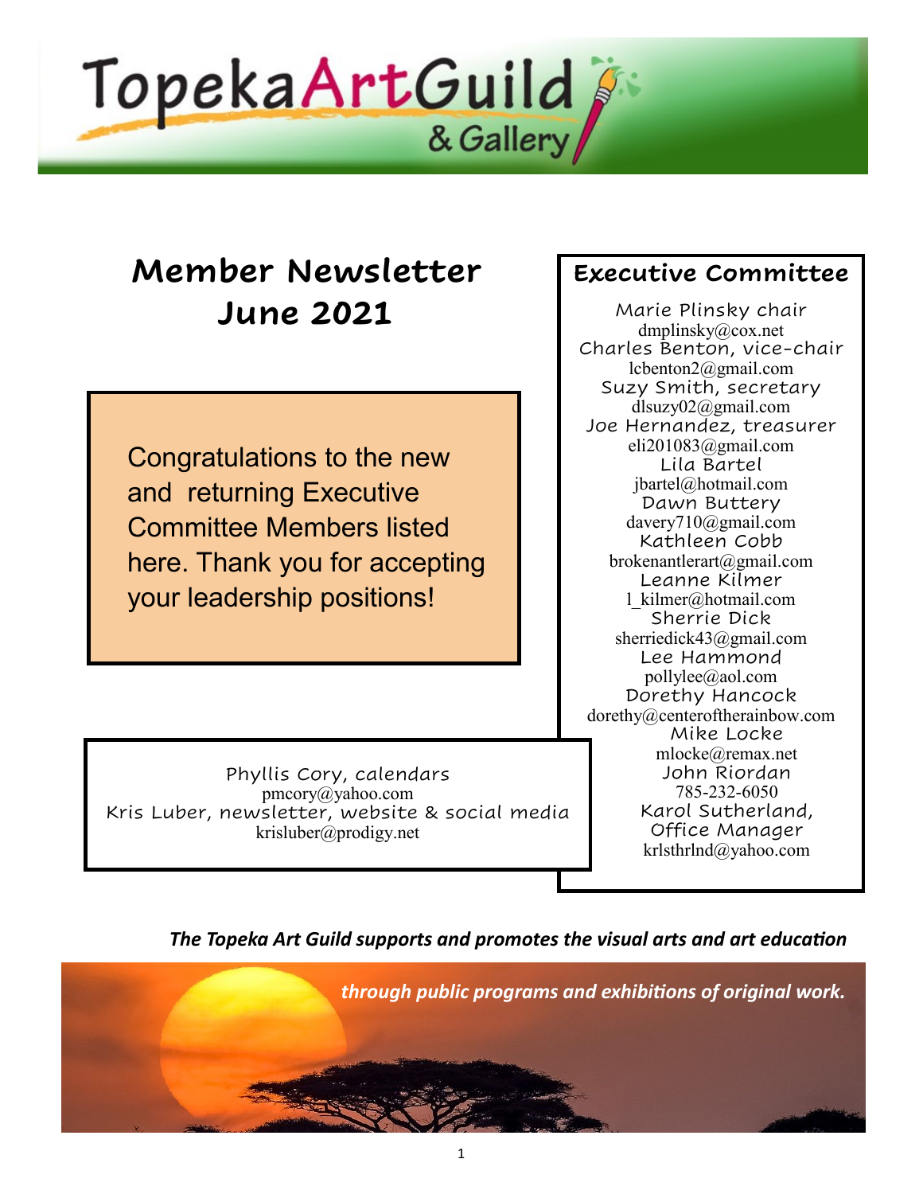# Topeka Art Guild & Gallery

## Member Newsletter
## June 2021

Congratulations to the new and returning Executive Committee Members listed here. Thank you for accepting your leadership positions!

### Executive Committee

Marie Plinsky chair
dmplinsky@cox.net

Charles Benton, vice-chair
lcbenton2@gmail.com

Suzy Smith, secretary
dlsuzy02@gmail.com

Joe Hernandez, treasurer
eli201083@gmail.com

Lila Bartel
jbartel@hotmail.com

Dawn Buttery
davery710@gmail.com

Kathleen Cobb
brokenantlerart@gmail.com

Leanne Kilmer
l_kilmer@hotmail.com

Sherrie Dick
sherriedick43@gmail.com

Lee Hammond
pollylee@aol.com

Dorethy Hancock
dorethy@centeroftherainbow.com

Mike Locke
mlocke@remax.net

John Riordan
785-232-6050

Karol Sutherland, Office Manager
krlsthrlnd@yahoo.com

Phyllis Cory, calendars
pmcory@yahoo.com

Kris Luber, newsletter, website & social media
krisluber@prodigy.net

***The Topeka Art Guild supports and promotes the visual arts and art education through public programs and exhibitions of original work.***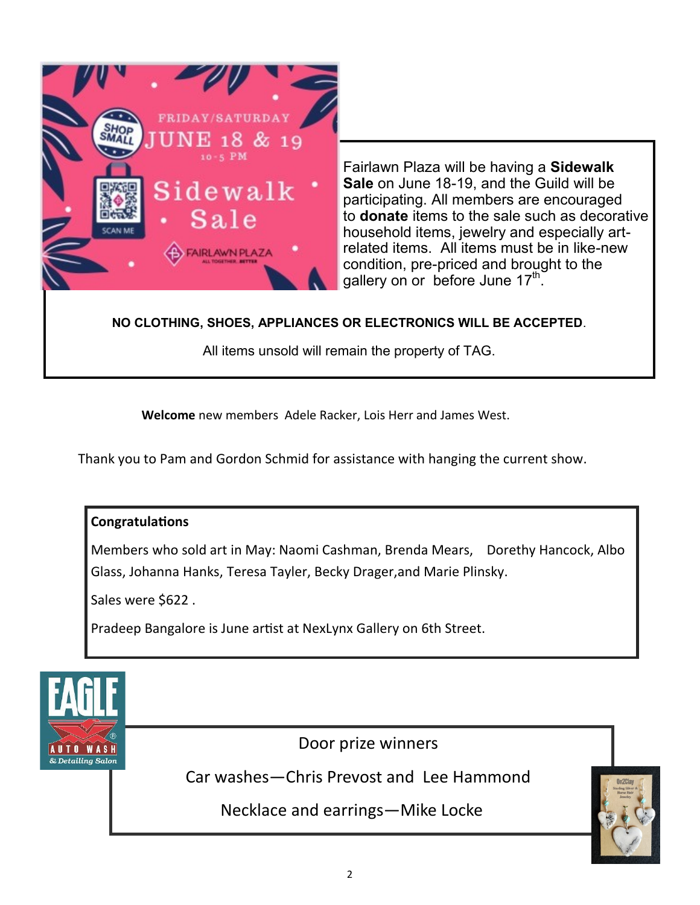Fairlawn Plaza will be having a **Sidewalk Sale** on June 18-19, and the Guild will be participating. All members are encouraged to **donate** items to the sale such as decorative household items, jewelry and especially art-related items. All items must be in like-new condition, pre-priced and brought to the gallery on or before June 17th.

**NO CLOTHING, SHOES, APPLIANCES OR ELECTRONICS WILL BE ACCEPTED**.

All items unsold will remain the property of TAG.

**Welcome** new members Adele Racker, Lois Herr and James West.

Thank you to Pam and Gordon Schmid for assistance with hanging the current show.

**Congratulations**

Members who sold art in May: Naomi Cashman, Brenda Mears, Dorethy Hancock, Albo Glass, Johanna Hanks, Teresa Tayler, Becky Drager,and Marie Plinsky.

Sales were $622 .

Pradeep Bangalore is June artist at NexLynx Gallery on 6th Street.

Door prize winners

Car washes—Chris Prevost and Lee Hammond

Necklace and earrings—Mike Locke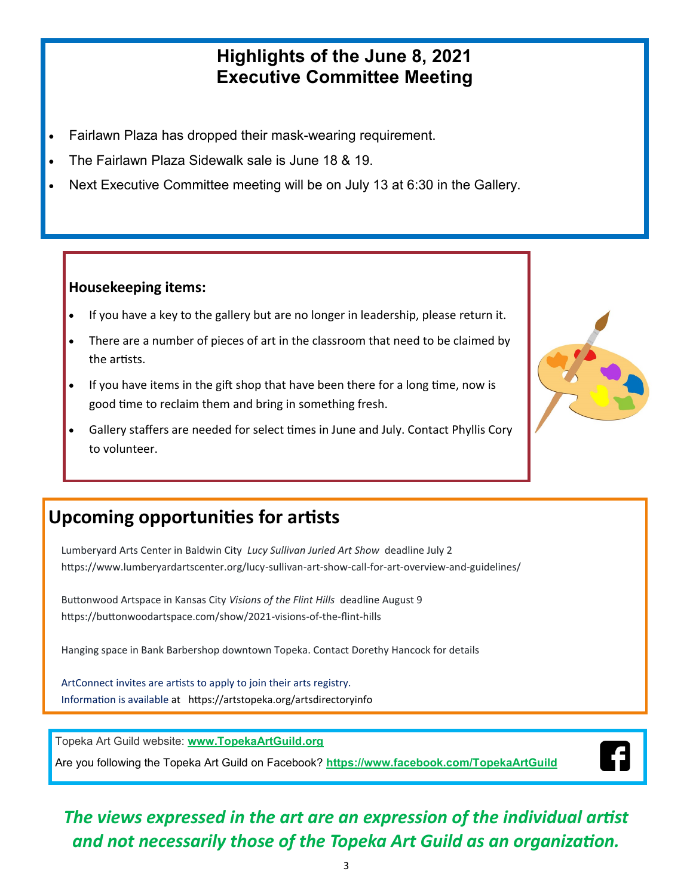## Highlights of the June 8, 2021 Executive Committee Meeting

- Fairlawn Plaza has dropped their mask-wearing requirement.
- The Fairlawn Plaza Sidewalk sale is June 18 & 19.
- Next Executive Committee meeting will be on July 13 at 6:30 in the Gallery.

**Housekeeping items:**

- If you have a key to the gallery but are no longer in leadership, please return it.
- There are a number of pieces of art in the classroom that need to be claimed by the artists.
- If you have items in the gift shop that have been there for a long time, now is good time to reclaim them and bring in something fresh.
- Gallery staffers are needed for select times in June and July. Contact Phyllis Cory to volunteer.

## Upcoming opportunities for artists

Lumberyard Arts Center in Baldwin City *Lucy Sullivan Juried Art Show* deadline July 2
https://www.lumberyardartscenter.org/lucy-sullivan-art-show-call-for-art-overview-and-guidelines/

Buttonwood Artspace in Kansas City *Visions of the Flint Hills* deadline August 9
https://buttonwoodartspace.com/show/2021-visions-of-the-flint-hills

Hanging space in Bank Barbershop downtown Topeka. Contact Dorothy Hancock for details

ArtConnect invites are artists to apply to join their arts registry.
Information is available at https://artstopeka.org/artsdirectoryinfo

Topeka Art Guild website: **www.TopekaArtGuild.org**

Are you following the Topeka Art Guild on Facebook? **https://www.facebook.com/TopekaArtGuild**

***The views expressed in the art are an expression of the individual artist and not necessarily those of the Topeka Art Guild as an organization.***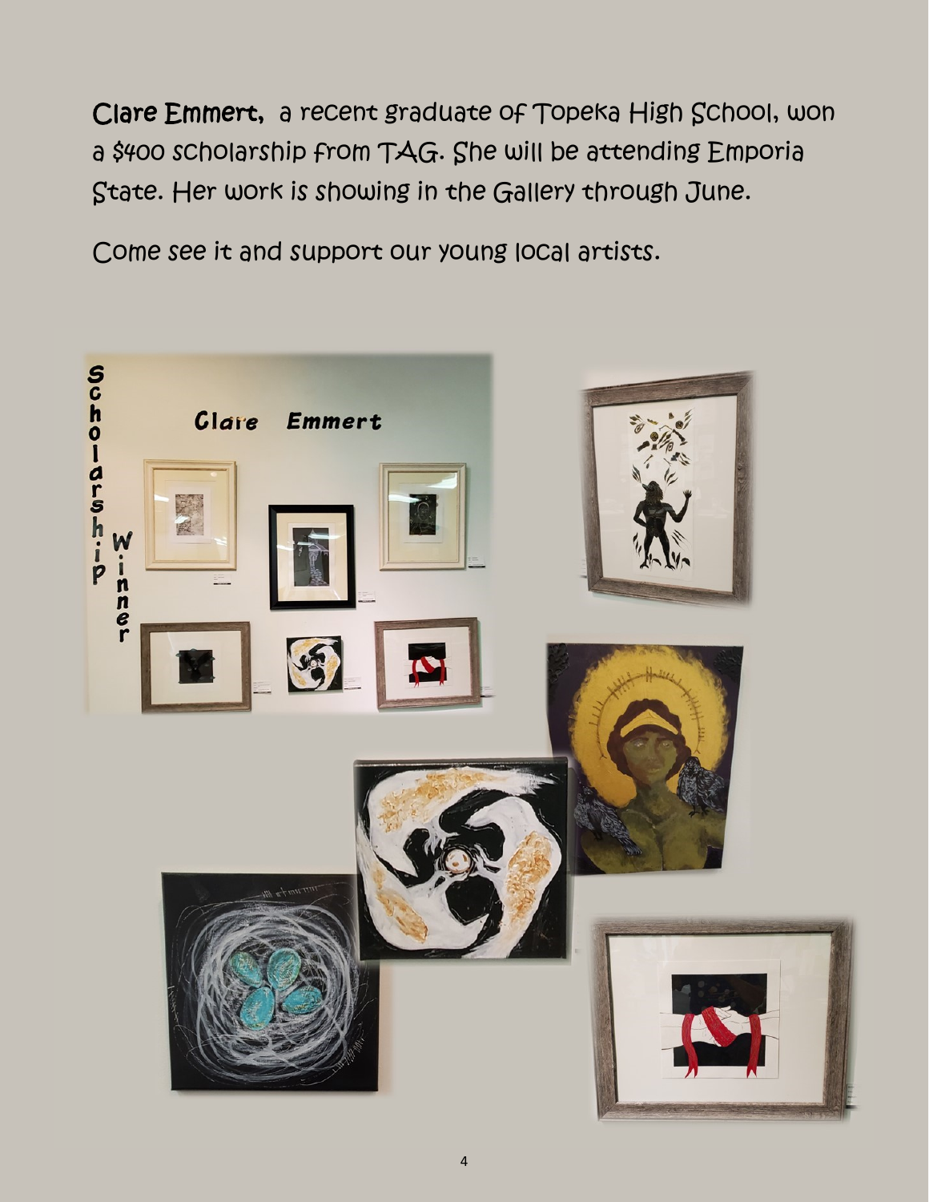**Clare Emmert**, a recent graduate of Topeka High School, won a $400 scholarship from TAG. She will be attending Emporia State. Her work is showing in the Gallery through June.

Come see it and support our young local artists.